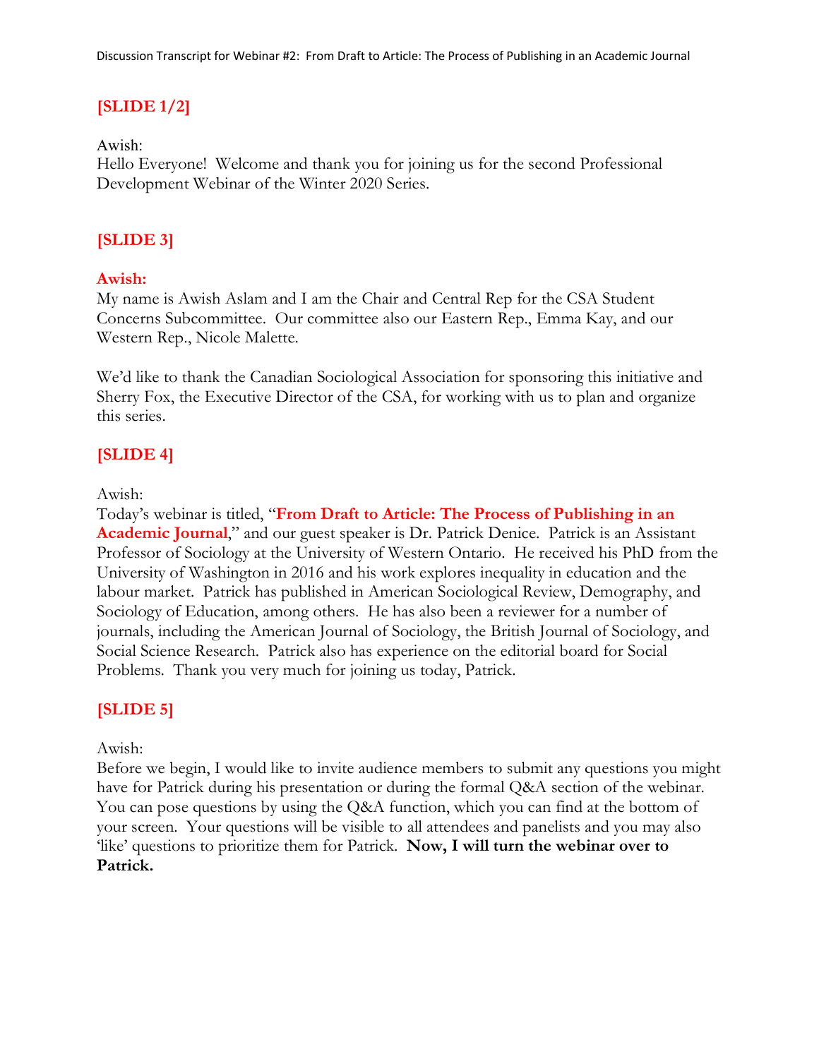Discussion Transcript for Webinar #2: From Draft to Article: The Process of Publishing in an Academic Journal

**[SLIDE 1/2]**

Awish:
Hello Everyone! Welcome and thank you for joining us for the second Professional Development Webinar of the Winter 2020 Series.

**[SLIDE 3]**

**Awish:**
My name is Awish Aslam and I am the Chair and Central Rep for the CSA Student Concerns Subcommittee. Our committee also our Eastern Rep., Emma Kay, and our Western Rep., Nicole Malette.

We'd like to thank the Canadian Sociological Association for sponsoring this initiative and Sherry Fox, the Executive Director of the CSA, for working with us to plan and organize this series.

**[SLIDE 4]**

Awish:
Today's webinar is titled, "**From Draft to Article: The Process of Publishing in an Academic Journal**," and our guest speaker is Dr. Patrick Denice. Patrick is an Assistant Professor of Sociology at the University of Western Ontario. He received his PhD from the University of Washington in 2016 and his work explores inequality in education and the labour market. Patrick has published in American Sociological Review, Demography, and Sociology of Education, among others. He has also been a reviewer for a number of journals, including the American Journal of Sociology, the British Journal of Sociology, and Social Science Research. Patrick also has experience on the editorial board for Social Problems. Thank you very much for joining us today, Patrick.

**[SLIDE 5]**

Awish:
Before we begin, I would like to invite audience members to submit any questions you might have for Patrick during his presentation or during the formal Q&A section of the webinar. You can pose questions by using the Q&A function, which you can find at the bottom of your screen. Your questions will be visible to all attendees and panelists and you may also 'like' questions to prioritize them for Patrick. **Now, I will turn the webinar over to Patrick.**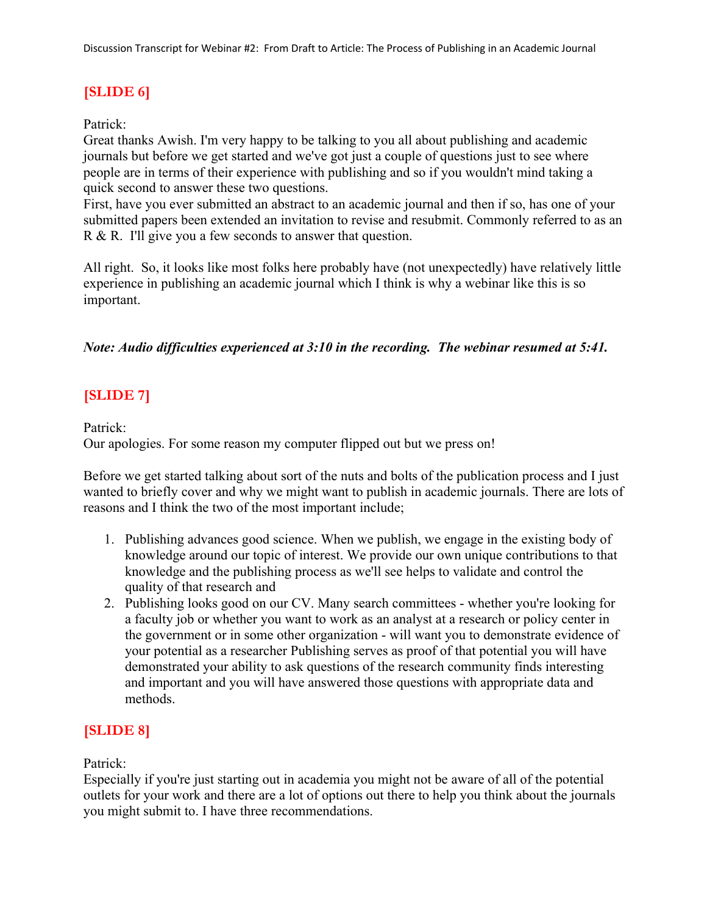**[SLIDE 6]**

Patrick:
Great thanks Awish. I'm very happy to be talking to you all about publishing and academic journals but before we get started and we've got just a couple of questions just to see where people are in terms of their experience with publishing and so if you wouldn't mind taking a quick second to answer these two questions.
First, have you ever submitted an abstract to an academic journal and then if so, has one of your submitted papers been extended an invitation to revise and resubmit. Commonly referred to as an R & R. I'll give you a few seconds to answer that question.

All right. So, it looks like most folks here probably have (not unexpectedly) have relatively little experience in publishing an academic journal which I think is why a webinar like this is so important.

***Note: Audio difficulties experienced at 3:10 in the recording. The webinar resumed at 5:41.***

**[SLIDE 7]**

Patrick:
Our apologies. For some reason my computer flipped out but we press on!

Before we get started talking about sort of the nuts and bolts of the publication process and I just wanted to briefly cover and why we might want to publish in academic journals. There are lots of reasons and I think the two of the most important include;

1. Publishing advances good science. When we publish, we engage in the existing body of knowledge around our topic of interest. We provide our own unique contributions to that knowledge and the publishing process as we'll see helps to validate and control the quality of that research and
2. Publishing looks good on our CV. Many search committees - whether you're looking for a faculty job or whether you want to work as an analyst at a research or policy center in the government or in some other organization - will want you to demonstrate evidence of your potential as a researcher Publishing serves as proof of that potential you will have demonstrated your ability to ask questions of the research community finds interesting and important and you will have answered those questions with appropriate data and methods.

**[SLIDE 8]**

Patrick:
Especially if you're just starting out in academia you might not be aware of all of the potential outlets for your work and there are a lot of options out there to help you think about the journals you might submit to. I have three recommendations.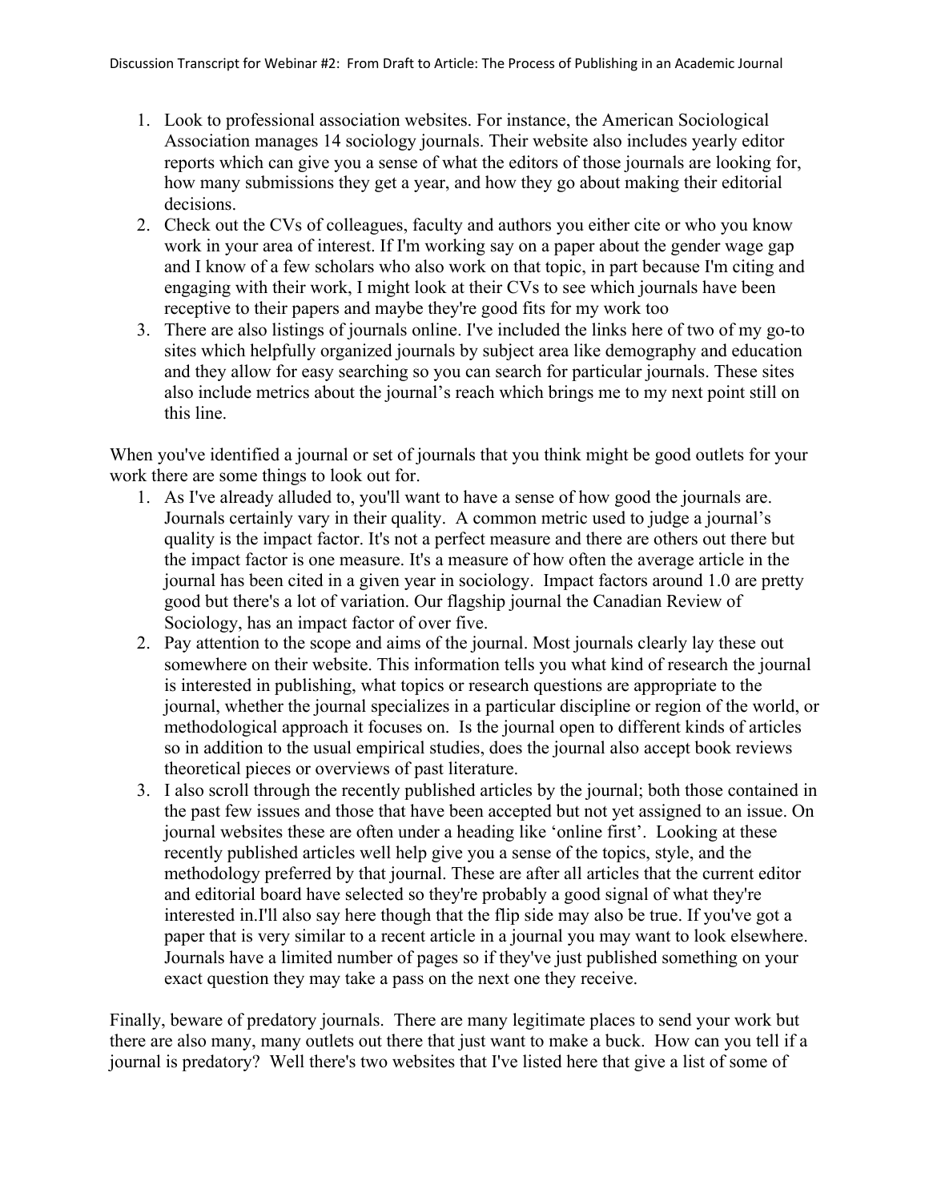1. Look to professional association websites. For instance, the American Sociological Association manages 14 sociology journals. Their website also includes yearly editor reports which can give you a sense of what the editors of those journals are looking for, how many submissions they get a year, and how they go about making their editorial decisions.
2. Check out the CVs of colleagues, faculty and authors you either cite or who you know work in your area of interest. If I'm working say on a paper about the gender wage gap and I know of a few scholars who also work on that topic, in part because I'm citing and engaging with their work, I might look at their CVs to see which journals have been receptive to their papers and maybe they're good fits for my work too
3. There are also listings of journals online. I've included the links here of two of my go-to sites which helpfully organized journals by subject area like demography and education and they allow for easy searching so you can search for particular journals. These sites also include metrics about the journal's reach which brings me to my next point still on this line.

When you've identified a journal or set of journals that you think might be good outlets for your work there are some things to look out for.

1. As I've already alluded to, you'll want to have a sense of how good the journals are. Journals certainly vary in their quality. A common metric used to judge a journal's quality is the impact factor. It's not a perfect measure and there are others out there but the impact factor is one measure. It's a measure of how often the average article in the journal has been cited in a given year in sociology. Impact factors around 1.0 are pretty good but there's a lot of variation. Our flagship journal the Canadian Review of Sociology, has an impact factor of over five.
2. Pay attention to the scope and aims of the journal. Most journals clearly lay these out somewhere on their website. This information tells you what kind of research the journal is interested in publishing, what topics or research questions are appropriate to the journal, whether the journal specializes in a particular discipline or region of the world, or methodological approach it focuses on. Is the journal open to different kinds of articles so in addition to the usual empirical studies, does the journal also accept book reviews theoretical pieces or overviews of past literature.
3. I also scroll through the recently published articles by the journal; both those contained in the past few issues and those that have been accepted but not yet assigned to an issue. On journal websites these are often under a heading like 'online first'. Looking at these recently published articles well help give you a sense of the topics, style, and the methodology preferred by that journal. These are after all articles that the current editor and editorial board have selected so they're probably a good signal of what they're interested in.I'll also say here though that the flip side may also be true. If you've got a paper that is very similar to a recent article in a journal you may want to look elsewhere. Journals have a limited number of pages so if they've just published something on your exact question they may take a pass on the next one they receive.

Finally, beware of predatory journals. There are many legitimate places to send your work but there are also many, many outlets out there that just want to make a buck. How can you tell if a journal is predatory? Well there's two websites that I've listed here that give a list of some of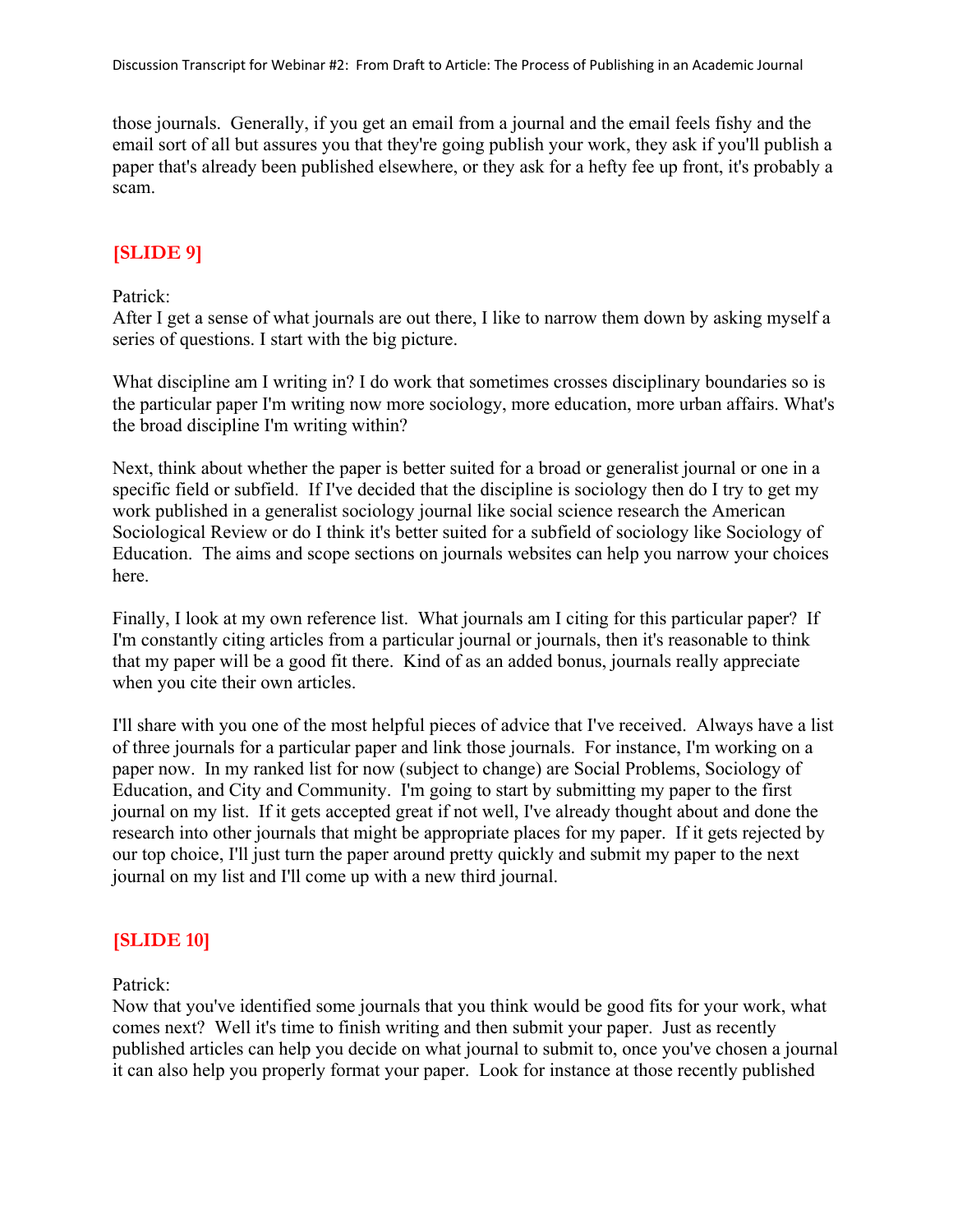those journals.  Generally, if you get an email from a journal and the email feels fishy and the email sort of all but assures you that they're going publish your work, they ask if you'll publish a paper that's already been published elsewhere, or they ask for a hefty fee up front, it's probably a scam.

**[SLIDE 9]**

Patrick:
After I get a sense of what journals are out there, I like to narrow them down by asking myself a series of questions. I start with the big picture.

What discipline am I writing in? I do work that sometimes crosses disciplinary boundaries so is the particular paper I'm writing now more sociology, more education, more urban affairs. What's the broad discipline I'm writing within?

Next, think about whether the paper is better suited for a broad or generalist journal or one in a specific field or subfield.  If I've decided that the discipline is sociology then do I try to get my work published in a generalist sociology journal like social science research the American Sociological Review or do I think it's better suited for a subfield of sociology like Sociology of Education.  The aims and scope sections on journals websites can help you narrow your choices here.

Finally, I look at my own reference list.  What journals am I citing for this particular paper?  If I'm constantly citing articles from a particular journal or journals, then it's reasonable to think that my paper will be a good fit there.  Kind of as an added bonus, journals really appreciate when you cite their own articles.

I'll share with you one of the most helpful pieces of advice that I've received.  Always have a list of three journals for a particular paper and link those journals.  For instance, I'm working on a paper now.  In my ranked list for now (subject to change) are Social Problems, Sociology of Education, and City and Community.  I'm going to start by submitting my paper to the first journal on my list.  If it gets accepted great if not well, I've already thought about and done the research into other journals that might be appropriate places for my paper.  If it gets rejected by our top choice, I'll just turn the paper around pretty quickly and submit my paper to the next journal on my list and I'll come up with a new third journal.

**[SLIDE 10]**

Patrick:
Now that you've identified some journals that you think would be good fits for your work, what comes next?  Well it's time to finish writing and then submit your paper.  Just as recently published articles can help you decide on what journal to submit to, once you've chosen a journal it can also help you properly format your paper.  Look for instance at those recently published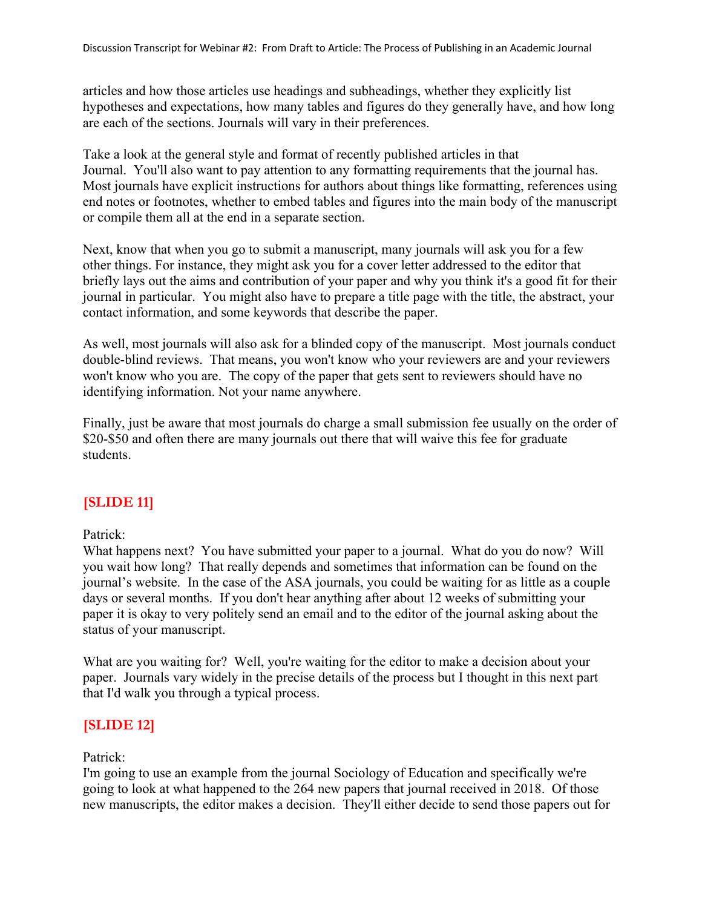articles and how those articles use headings and subheadings, whether they explicitly list hypotheses and expectations, how many tables and figures do they generally have, and how long are each of the sections. Journals will vary in their preferences.

Take a look at the general style and format of recently published articles in that Journal. You'll also want to pay attention to any formatting requirements that the journal has. Most journals have explicit instructions for authors about things like formatting, references using end notes or footnotes, whether to embed tables and figures into the main body of the manuscript or compile them all at the end in a separate section.

Next, know that when you go to submit a manuscript, many journals will ask you for a few other things. For instance, they might ask you for a cover letter addressed to the editor that briefly lays out the aims and contribution of your paper and why you think it's a good fit for their journal in particular. You might also have to prepare a title page with the title, the abstract, your contact information, and some keywords that describe the paper.

As well, most journals will also ask for a blinded copy of the manuscript. Most journals conduct double-blind reviews. That means, you won't know who your reviewers are and your reviewers won't know who you are. The copy of the paper that gets sent to reviewers should have no identifying information. Not your name anywhere.

Finally, just be aware that most journals do charge a small submission fee usually on the order of $20-$50 and often there are many journals out there that will waive this fee for graduate students.

**[SLIDE 11]**

Patrick:
What happens next? You have submitted your paper to a journal. What do you do now? Will you wait how long? That really depends and sometimes that information can be found on the journal's website. In the case of the ASA journals, you could be waiting for as little as a couple days or several months. If you don't hear anything after about 12 weeks of submitting your paper it is okay to very politely send an email and to the editor of the journal asking about the status of your manuscript.

What are you waiting for? Well, you're waiting for the editor to make a decision about your paper. Journals vary widely in the precise details of the process but I thought in this next part that I'd walk you through a typical process.

**[SLIDE 12]**

Patrick:
I'm going to use an example from the journal Sociology of Education and specifically we're going to look at what happened to the 264 new papers that journal received in 2018. Of those new manuscripts, the editor makes a decision. They'll either decide to send those papers out for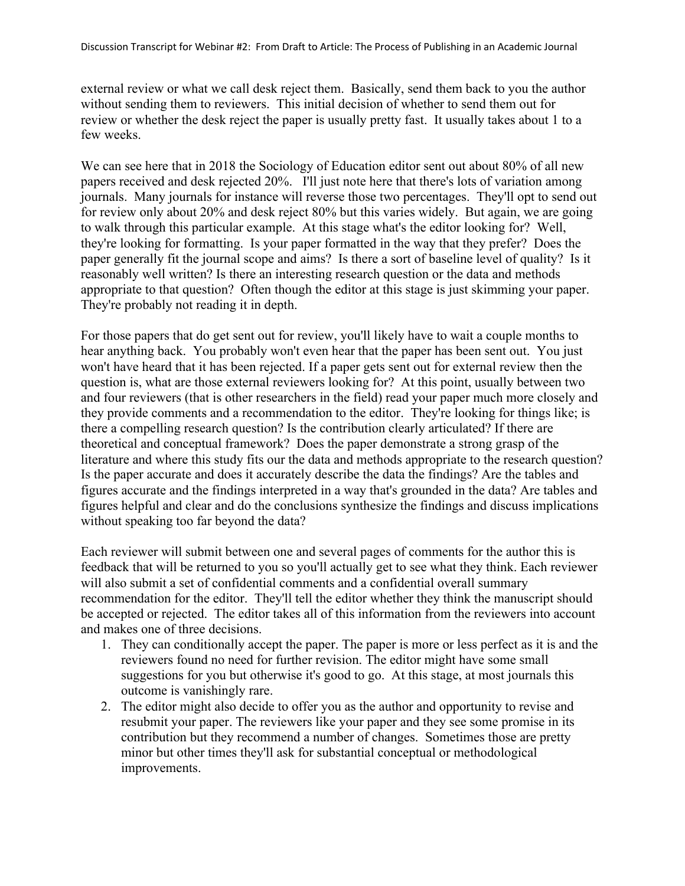external review or what we call desk reject them. Basically, send them back to you the author without sending them to reviewers. This initial decision of whether to send them out for review or whether the desk reject the paper is usually pretty fast. It usually takes about 1 to a few weeks.

We can see here that in 2018 the Sociology of Education editor sent out about 80% of all new papers received and desk rejected 20%. I'll just note here that there's lots of variation among journals. Many journals for instance will reverse those two percentages. They'll opt to send out for review only about 20% and desk reject 80% but this varies widely. But again, we are going to walk through this particular example. At this stage what's the editor looking for? Well, they're looking for formatting. Is your paper formatted in the way that they prefer? Does the paper generally fit the journal scope and aims? Is there a sort of baseline level of quality? Is it reasonably well written? Is there an interesting research question or the data and methods appropriate to that question? Often though the editor at this stage is just skimming your paper. They're probably not reading it in depth.

For those papers that do get sent out for review, you'll likely have to wait a couple months to hear anything back. You probably won't even hear that the paper has been sent out. You just won't have heard that it has been rejected. If a paper gets sent out for external review then the question is, what are those external reviewers looking for? At this point, usually between two and four reviewers (that is other researchers in the field) read your paper much more closely and they provide comments and a recommendation to the editor. They're looking for things like; is there a compelling research question? Is the contribution clearly articulated? If there are theoretical and conceptual framework? Does the paper demonstrate a strong grasp of the literature and where this study fits our the data and methods appropriate to the research question? Is the paper accurate and does it accurately describe the data the findings? Are the tables and figures accurate and the findings interpreted in a way that's grounded in the data? Are tables and figures helpful and clear and do the conclusions synthesize the findings and discuss implications without speaking too far beyond the data?

Each reviewer will submit between one and several pages of comments for the author this is feedback that will be returned to you so you'll actually get to see what they think. Each reviewer will also submit a set of confidential comments and a confidential overall summary recommendation for the editor. They'll tell the editor whether they think the manuscript should be accepted or rejected. The editor takes all of this information from the reviewers into account and makes one of three decisions.

1. They can conditionally accept the paper. The paper is more or less perfect as it is and the reviewers found no need for further revision. The editor might have some small suggestions for you but otherwise it's good to go. At this stage, at most journals this outcome is vanishingly rare.
2. The editor might also decide to offer you as the author and opportunity to revise and resubmit your paper. The reviewers like your paper and they see some promise in its contribution but they recommend a number of changes. Sometimes those are pretty minor but other times they'll ask for substantial conceptual or methodological improvements.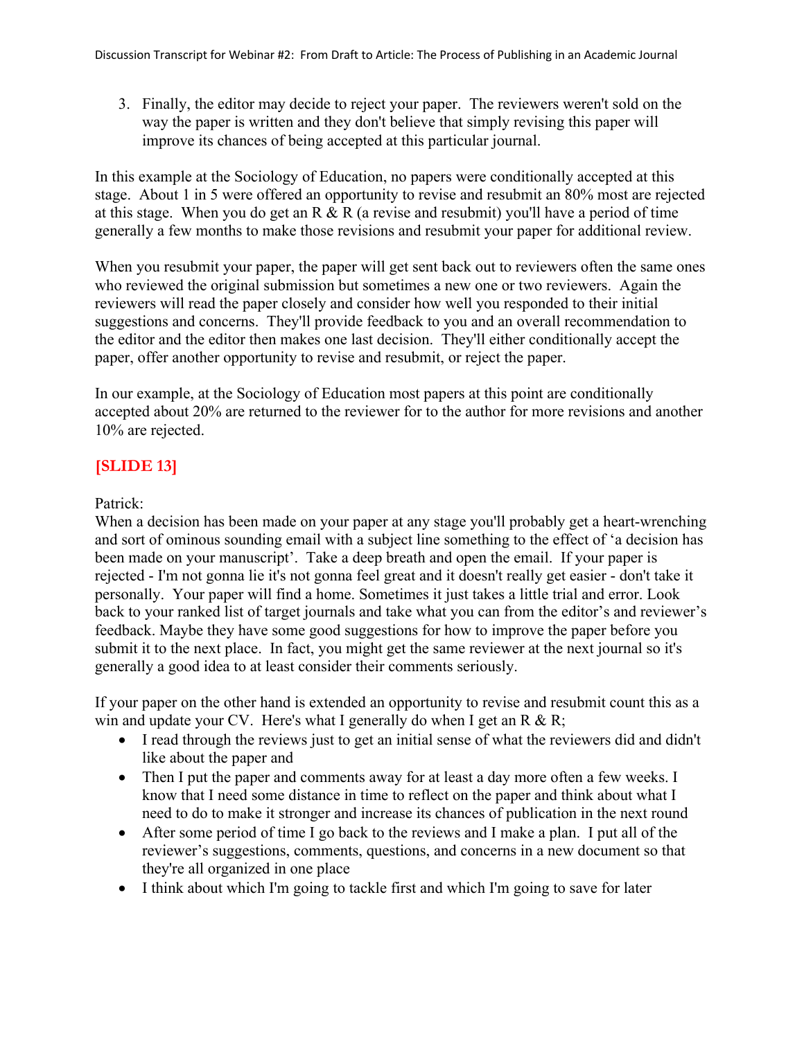3. Finally, the editor may decide to reject your paper. The reviewers weren't sold on the way the paper is written and they don't believe that simply revising this paper will improve its chances of being accepted at this particular journal.

In this example at the Sociology of Education, no papers were conditionally accepted at this stage. About 1 in 5 were offered an opportunity to revise and resubmit an 80% most are rejected at this stage. When you do get an R & R (a revise and resubmit) you'll have a period of time generally a few months to make those revisions and resubmit your paper for additional review.

When you resubmit your paper, the paper will get sent back out to reviewers often the same ones who reviewed the original submission but sometimes a new one or two reviewers. Again the reviewers will read the paper closely and consider how well you responded to their initial suggestions and concerns. They'll provide feedback to you and an overall recommendation to the editor and the editor then makes one last decision. They'll either conditionally accept the paper, offer another opportunity to revise and resubmit, or reject the paper.

In our example, at the Sociology of Education most papers at this point are conditionally accepted about 20% are returned to the reviewer for to the author for more revisions and another 10% are rejected.

**[SLIDE 13]**

Patrick:
When a decision has been made on your paper at any stage you'll probably get a heart-wrenching and sort of ominous sounding email with a subject line something to the effect of 'a decision has been made on your manuscript'. Take a deep breath and open the email. If your paper is rejected - I'm not gonna lie it's not gonna feel great and it doesn't really get easier - don't take it personally. Your paper will find a home. Sometimes it just takes a little trial and error. Look back to your ranked list of target journals and take what you can from the editor's and reviewer's feedback. Maybe they have some good suggestions for how to improve the paper before you submit it to the next place. In fact, you might get the same reviewer at the next journal so it's generally a good idea to at least consider their comments seriously.

If your paper on the other hand is extended an opportunity to revise and resubmit count this as a win and update your CV. Here's what I generally do when I get an R & R;

- I read through the reviews just to get an initial sense of what the reviewers did and didn't like about the paper and
- Then I put the paper and comments away for at least a day more often a few weeks. I know that I need some distance in time to reflect on the paper and think about what I need to do to make it stronger and increase its chances of publication in the next round
- After some period of time I go back to the reviews and I make a plan. I put all of the reviewer's suggestions, comments, questions, and concerns in a new document so that they're all organized in one place
- I think about which I'm going to tackle first and which I'm going to save for later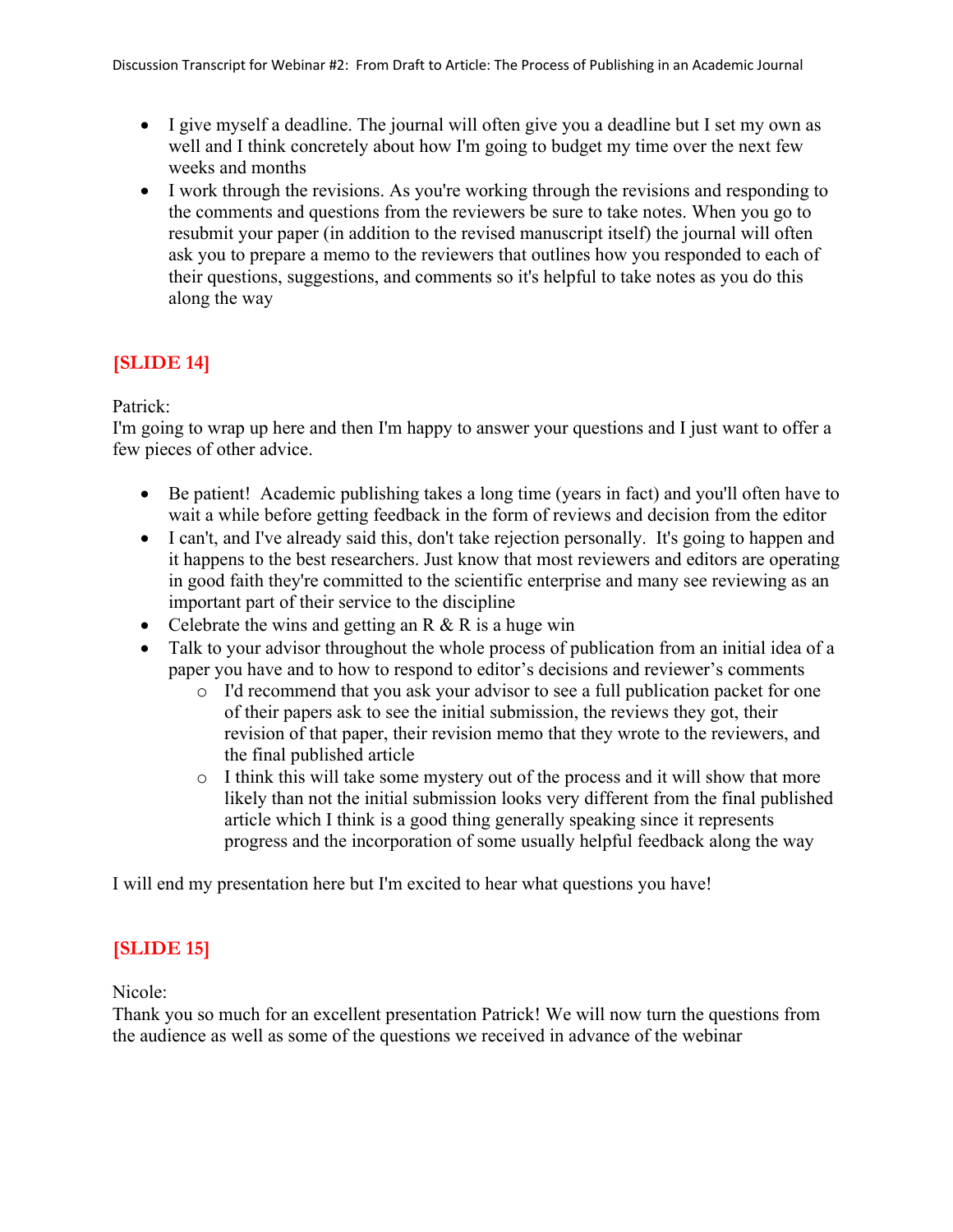- I give myself a deadline. The journal will often give you a deadline but I set my own as well and I think concretely about how I'm going to budget my time over the next few weeks and months
- I work through the revisions. As you're working through the revisions and responding to the comments and questions from the reviewers be sure to take notes. When you go to resubmit your paper (in addition to the revised manuscript itself) the journal will often ask you to prepare a memo to the reviewers that outlines how you responded to each of their questions, suggestions, and comments so it's helpful to take notes as you do this along the way

**[SLIDE 14]**

Patrick:
I'm going to wrap up here and then I'm happy to answer your questions and I just want to offer a few pieces of other advice.

- Be patient! Academic publishing takes a long time (years in fact) and you'll often have to wait a while before getting feedback in the form of reviews and decision from the editor
- I can't, and I've already said this, don't take rejection personally. It's going to happen and it happens to the best researchers. Just know that most reviewers and editors are operating in good faith they're committed to the scientific enterprise and many see reviewing as an important part of their service to the discipline
- Celebrate the wins and getting an R & R is a huge win
- Talk to your advisor throughout the whole process of publication from an initial idea of a paper you have and to how to respond to editor's decisions and reviewer's comments
  - I'd recommend that you ask your advisor to see a full publication packet for one of their papers ask to see the initial submission, the reviews they got, their revision of that paper, their revision memo that they wrote to the reviewers, and the final published article
  - I think this will take some mystery out of the process and it will show that more likely than not the initial submission looks very different from the final published article which I think is a good thing generally speaking since it represents progress and the incorporation of some usually helpful feedback along the way

I will end my presentation here but I'm excited to hear what questions you have!

**[SLIDE 15]**

Nicole:
Thank you so much for an excellent presentation Patrick! We will now turn the questions from the audience as well as some of the questions we received in advance of the webinar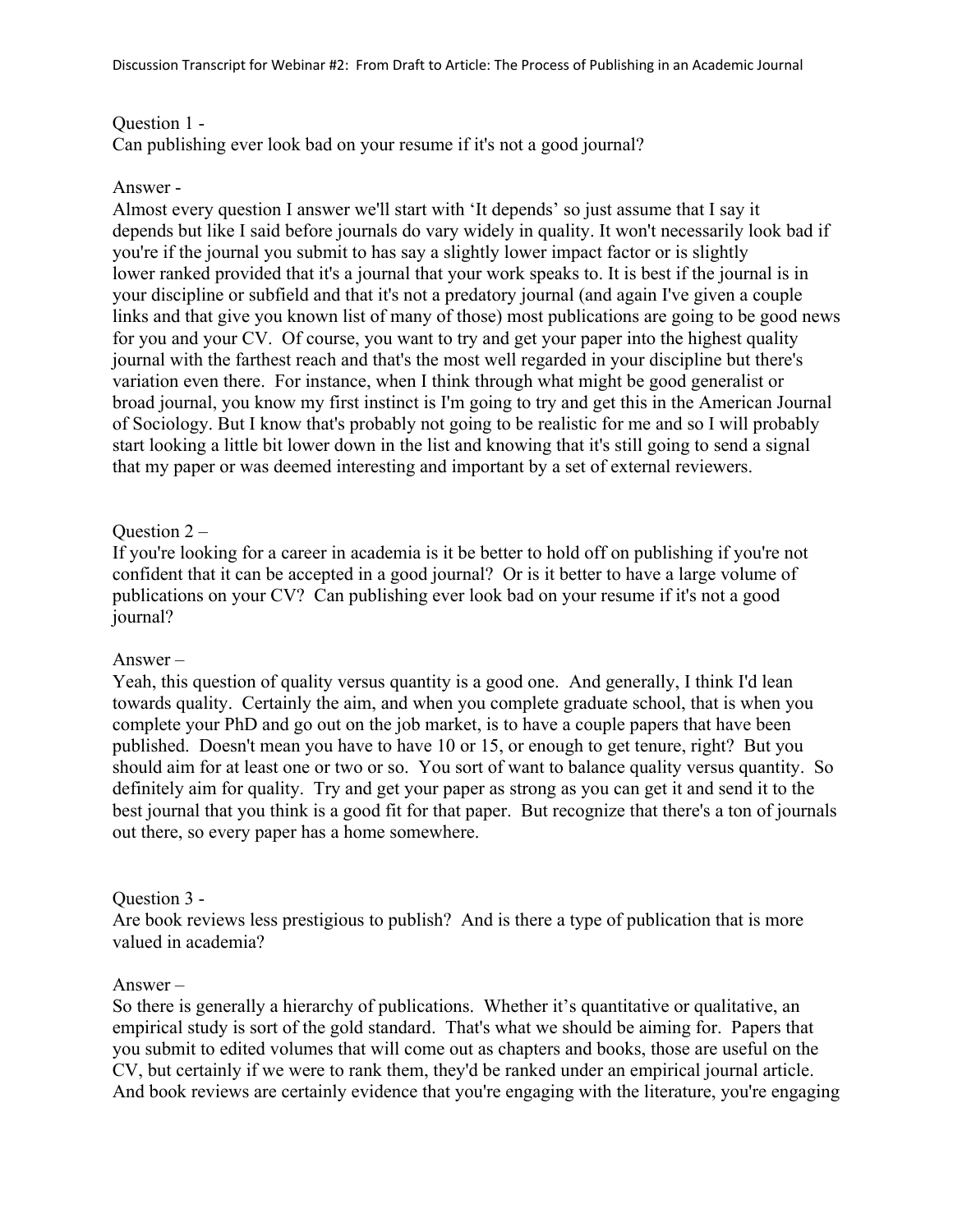Question 1 -
Can publishing ever look bad on your resume if it's not a good journal?

Answer -
Almost every question I answer we'll start with 'It depends' so just assume that I say it depends but like I said before journals do vary widely in quality. It won't necessarily look bad if you're if the journal you submit to has say a slightly lower impact factor or is slightly lower ranked provided that it's a journal that your work speaks to. It is best if the journal is in your discipline or subfield and that it's not a predatory journal (and again I've given a couple links and that give you known list of many of those) most publications are going to be good news for you and your CV. Of course, you want to try and get your paper into the highest quality journal with the farthest reach and that's the most well regarded in your discipline but there's variation even there. For instance, when I think through what might be good generalist or broad journal, you know my first instinct is I'm going to try and get this in the American Journal of Sociology. But I know that's probably not going to be realistic for me and so I will probably start looking a little bit lower down in the list and knowing that it's still going to send a signal that my paper or was deemed interesting and important by a set of external reviewers.

Question 2 –
If you're looking for a career in academia is it be better to hold off on publishing if you're not confident that it can be accepted in a good journal? Or is it better to have a large volume of publications on your CV? Can publishing ever look bad on your resume if it's not a good journal?

Answer –
Yeah, this question of quality versus quantity is a good one. And generally, I think I'd lean towards quality. Certainly the aim, and when you complete graduate school, that is when you complete your PhD and go out on the job market, is to have a couple papers that have been published. Doesn't mean you have to have 10 or 15, or enough to get tenure, right? But you should aim for at least one or two or so. You sort of want to balance quality versus quantity. So definitely aim for quality. Try and get your paper as strong as you can get it and send it to the best journal that you think is a good fit for that paper. But recognize that there's a ton of journals out there, so every paper has a home somewhere.

Question 3 -
Are book reviews less prestigious to publish? And is there a type of publication that is more valued in academia?

Answer –
So there is generally a hierarchy of publications. Whether it's quantitative or qualitative, an empirical study is sort of the gold standard. That's what we should be aiming for. Papers that you submit to edited volumes that will come out as chapters and books, those are useful on the CV, but certainly if we were to rank them, they'd be ranked under an empirical journal article. And book reviews are certainly evidence that you're engaging with the literature, you're engaging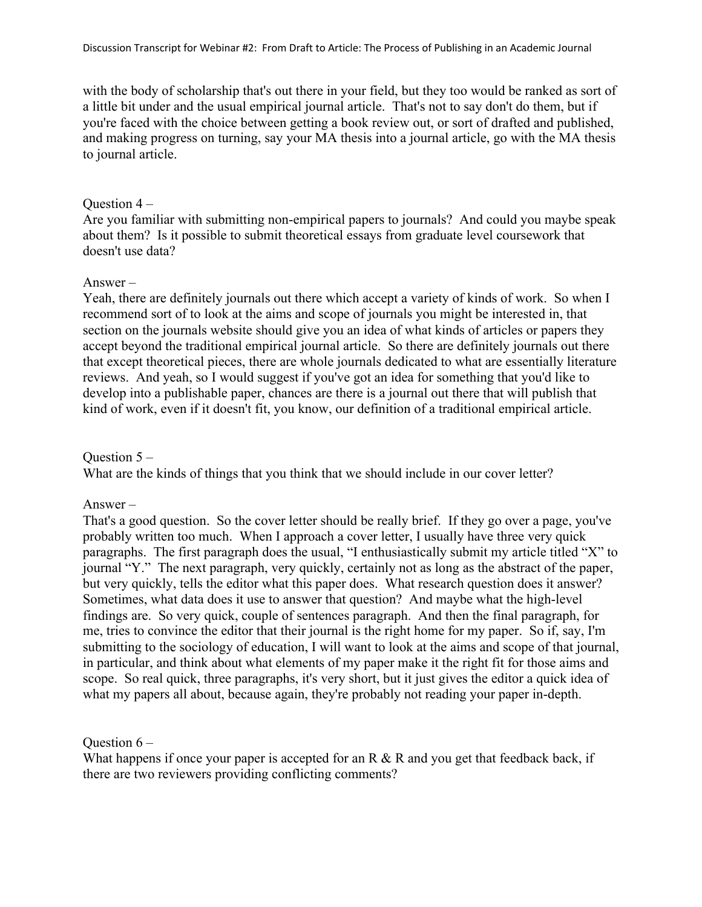with the body of scholarship that's out there in your field, but they too would be ranked as sort of a little bit under and the usual empirical journal article. That's not to say don't do them, but if you're faced with the choice between getting a book review out, or sort of drafted and published, and making progress on turning, say your MA thesis into a journal article, go with the MA thesis to journal article.

Question 4 –
Are you familiar with submitting non-empirical papers to journals? And could you maybe speak about them? Is it possible to submit theoretical essays from graduate level coursework that doesn't use data?

Answer –
Yeah, there are definitely journals out there which accept a variety of kinds of work. So when I recommend sort of to look at the aims and scope of journals you might be interested in, that section on the journals website should give you an idea of what kinds of articles or papers they accept beyond the traditional empirical journal article. So there are definitely journals out there that except theoretical pieces, there are whole journals dedicated to what are essentially literature reviews. And yeah, so I would suggest if you've got an idea for something that you'd like to develop into a publishable paper, chances are there is a journal out there that will publish that kind of work, even if it doesn't fit, you know, our definition of a traditional empirical article.

Question 5 –
What are the kinds of things that you think that we should include in our cover letter?

Answer –
That's a good question. So the cover letter should be really brief. If they go over a page, you've probably written too much. When I approach a cover letter, I usually have three very quick paragraphs. The first paragraph does the usual, "I enthusiastically submit my article titled "X" to journal "Y." The next paragraph, very quickly, certainly not as long as the abstract of the paper, but very quickly, tells the editor what this paper does. What research question does it answer? Sometimes, what data does it use to answer that question? And maybe what the high-level findings are. So very quick, couple of sentences paragraph. And then the final paragraph, for me, tries to convince the editor that their journal is the right home for my paper. So if, say, I'm submitting to the sociology of education, I will want to look at the aims and scope of that journal, in particular, and think about what elements of my paper make it the right fit for those aims and scope. So real quick, three paragraphs, it's very short, but it just gives the editor a quick idea of what my papers all about, because again, they're probably not reading your paper in-depth.

Question 6 –
What happens if once your paper is accepted for an R & R and you get that feedback back, if there are two reviewers providing conflicting comments?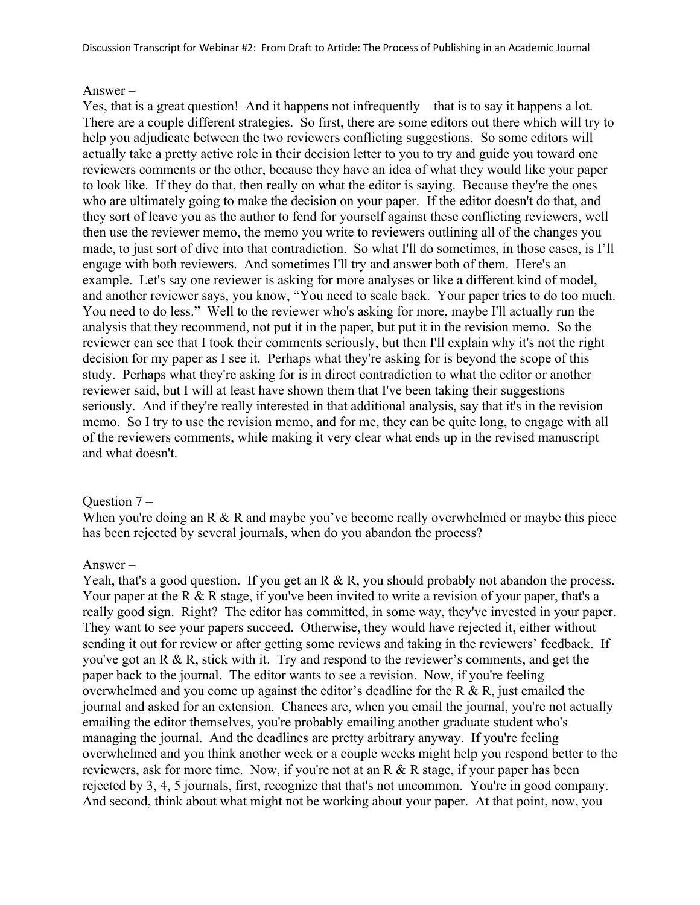Answer –

Yes, that is a great question! And it happens not infrequently—that is to say it happens a lot. There are a couple different strategies. So first, there are some editors out there which will try to help you adjudicate between the two reviewers conflicting suggestions. So some editors will actually take a pretty active role in their decision letter to you to try and guide you toward one reviewers comments or the other, because they have an idea of what they would like your paper to look like. If they do that, then really on what the editor is saying. Because they're the ones who are ultimately going to make the decision on your paper. If the editor doesn't do that, and they sort of leave you as the author to fend for yourself against these conflicting reviewers, well then use the reviewer memo, the memo you write to reviewers outlining all of the changes you made, to just sort of dive into that contradiction. So what I'll do sometimes, in those cases, is I'll engage with both reviewers. And sometimes I'll try and answer both of them. Here's an example. Let's say one reviewer is asking for more analyses or like a different kind of model, and another reviewer says, you know, "You need to scale back. Your paper tries to do too much. You need to do less." Well to the reviewer who's asking for more, maybe I'll actually run the analysis that they recommend, not put it in the paper, but put it in the revision memo. So the reviewer can see that I took their comments seriously, but then I'll explain why it's not the right decision for my paper as I see it. Perhaps what they're asking for is beyond the scope of this study. Perhaps what they're asking for is in direct contradiction to what the editor or another reviewer said, but I will at least have shown them that I've been taking their suggestions seriously. And if they're really interested in that additional analysis, say that it's in the revision memo. So I try to use the revision memo, and for me, they can be quite long, to engage with all of the reviewers comments, while making it very clear what ends up in the revised manuscript and what doesn't.

Question 7 –

When you're doing an R & R and maybe you've become really overwhelmed or maybe this piece has been rejected by several journals, when do you abandon the process?

Answer –

Yeah, that's a good question. If you get an R & R, you should probably not abandon the process. Your paper at the R & R stage, if you've been invited to write a revision of your paper, that's a really good sign. Right? The editor has committed, in some way, they've invested in your paper. They want to see your papers succeed. Otherwise, they would have rejected it, either without sending it out for review or after getting some reviews and taking in the reviewers' feedback. If you've got an R & R, stick with it. Try and respond to the reviewer's comments, and get the paper back to the journal. The editor wants to see a revision. Now, if you're feeling overwhelmed and you come up against the editor's deadline for the R & R, just emailed the journal and asked for an extension. Chances are, when you email the journal, you're not actually emailing the editor themselves, you're probably emailing another graduate student who's managing the journal. And the deadlines are pretty arbitrary anyway. If you're feeling overwhelmed and you think another week or a couple weeks might help you respond better to the reviewers, ask for more time. Now, if you're not at an R & R stage, if your paper has been rejected by 3, 4, 5 journals, first, recognize that that's not uncommon. You're in good company. And second, think about what might not be working about your paper. At that point, now, you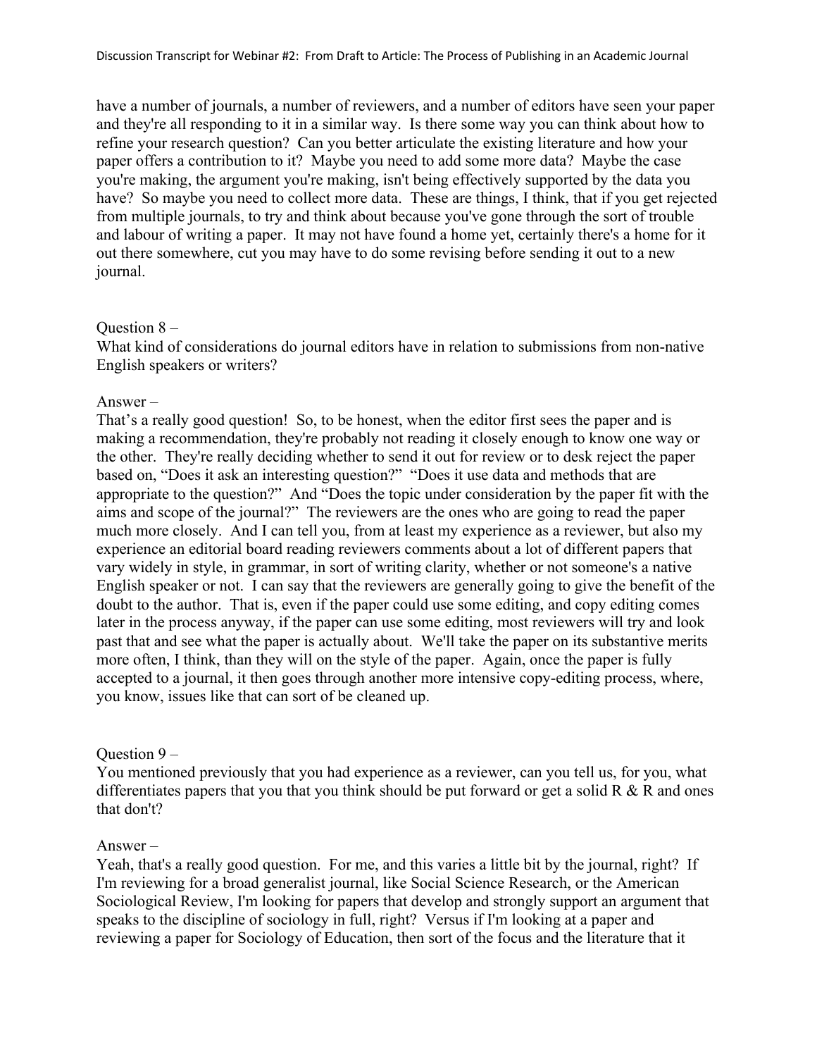have a number of journals, a number of reviewers, and a number of editors have seen your paper and they're all responding to it in a similar way. Is there some way you can think about how to refine your research question? Can you better articulate the existing literature and how your paper offers a contribution to it? Maybe you need to add some more data? Maybe the case you're making, the argument you're making, isn't being effectively supported by the data you have? So maybe you need to collect more data. These are things, I think, that if you get rejected from multiple journals, to try and think about because you've gone through the sort of trouble and labour of writing a paper. It may not have found a home yet, certainly there's a home for it out there somewhere, cut you may have to do some revising before sending it out to a new journal.

Question 8 –
What kind of considerations do journal editors have in relation to submissions from non-native English speakers or writers?

Answer –
That's a really good question! So, to be honest, when the editor first sees the paper and is making a recommendation, they're probably not reading it closely enough to know one way or the other. They're really deciding whether to send it out for review or to desk reject the paper based on, "Does it ask an interesting question?" "Does it use data and methods that are appropriate to the question?" And "Does the topic under consideration by the paper fit with the aims and scope of the journal?" The reviewers are the ones who are going to read the paper much more closely. And I can tell you, from at least my experience as a reviewer, but also my experience an editorial board reading reviewers comments about a lot of different papers that vary widely in style, in grammar, in sort of writing clarity, whether or not someone's a native English speaker or not. I can say that the reviewers are generally going to give the benefit of the doubt to the author. That is, even if the paper could use some editing, and copy editing comes later in the process anyway, if the paper can use some editing, most reviewers will try and look past that and see what the paper is actually about. We'll take the paper on its substantive merits more often, I think, than they will on the style of the paper. Again, once the paper is fully accepted to a journal, it then goes through another more intensive copy-editing process, where, you know, issues like that can sort of be cleaned up.

Question 9 –
You mentioned previously that you had experience as a reviewer, can you tell us, for you, what differentiates papers that you that you think should be put forward or get a solid R & R and ones that don't?

Answer –
Yeah, that's a really good question. For me, and this varies a little bit by the journal, right? If I'm reviewing for a broad generalist journal, like Social Science Research, or the American Sociological Review, I'm looking for papers that develop and strongly support an argument that speaks to the discipline of sociology in full, right? Versus if I'm looking at a paper and reviewing a paper for Sociology of Education, then sort of the focus and the literature that it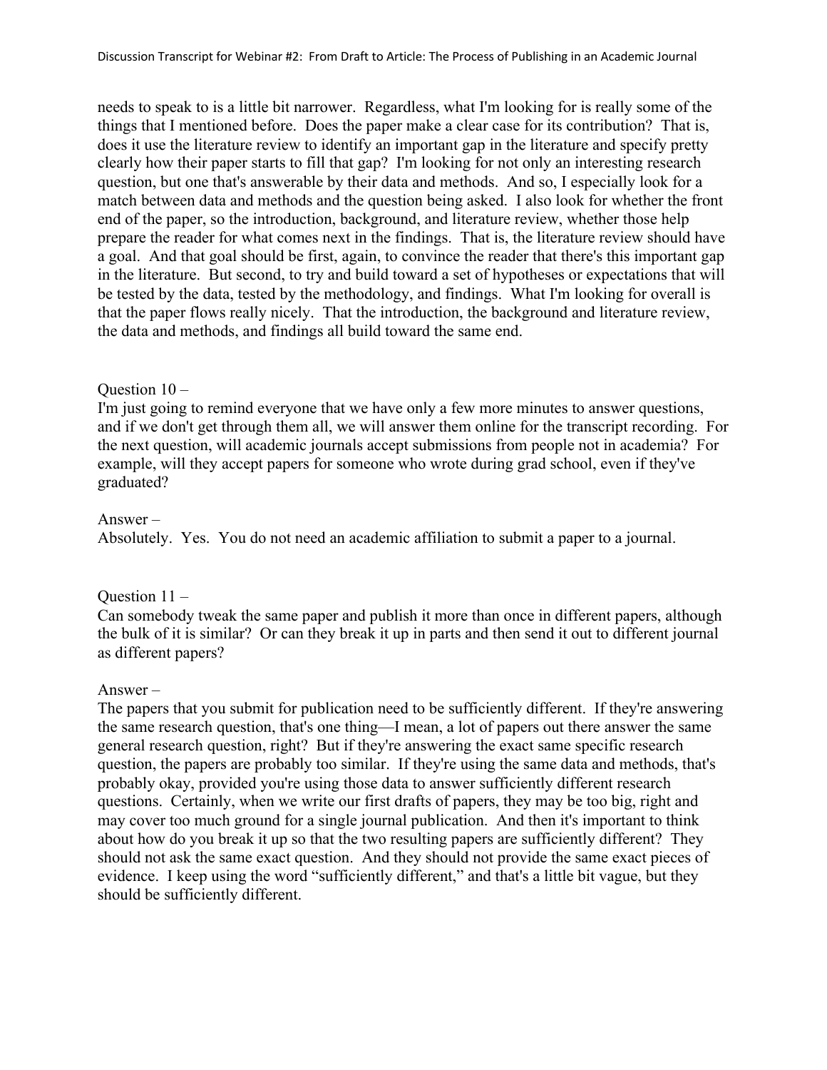needs to speak to is a little bit narrower. Regardless, what I'm looking for is really some of the things that I mentioned before. Does the paper make a clear case for its contribution? That is, does it use the literature review to identify an important gap in the literature and specify pretty clearly how their paper starts to fill that gap? I'm looking for not only an interesting research question, but one that's answerable by their data and methods. And so, I especially look for a match between data and methods and the question being asked. I also look for whether the front end of the paper, so the introduction, background, and literature review, whether those help prepare the reader for what comes next in the findings. That is, the literature review should have a goal. And that goal should be first, again, to convince the reader that there's this important gap in the literature. But second, to try and build toward a set of hypotheses or expectations that will be tested by the data, tested by the methodology, and findings. What I'm looking for overall is that the paper flows really nicely. That the introduction, the background and literature review, the data and methods, and findings all build toward the same end.

Question 10 –

I'm just going to remind everyone that we have only a few more minutes to answer questions, and if we don't get through them all, we will answer them online for the transcript recording. For the next question, will academic journals accept submissions from people not in academia? For example, will they accept papers for someone who wrote during grad school, even if they've graduated?

Answer –

Absolutely. Yes. You do not need an academic affiliation to submit a paper to a journal.

Question 11 –

Can somebody tweak the same paper and publish it more than once in different papers, although the bulk of it is similar? Or can they break it up in parts and then send it out to different journal as different papers?

Answer –

The papers that you submit for publication need to be sufficiently different. If they're answering the same research question, that's one thing—I mean, a lot of papers out there answer the same general research question, right? But if they're answering the exact same specific research question, the papers are probably too similar. If they're using the same data and methods, that's probably okay, provided you're using those data to answer sufficiently different research questions. Certainly, when we write our first drafts of papers, they may be too big, right and may cover too much ground for a single journal publication. And then it's important to think about how do you break it up so that the two resulting papers are sufficiently different? They should not ask the same exact question. And they should not provide the same exact pieces of evidence. I keep using the word "sufficiently different," and that's a little bit vague, but they should be sufficiently different.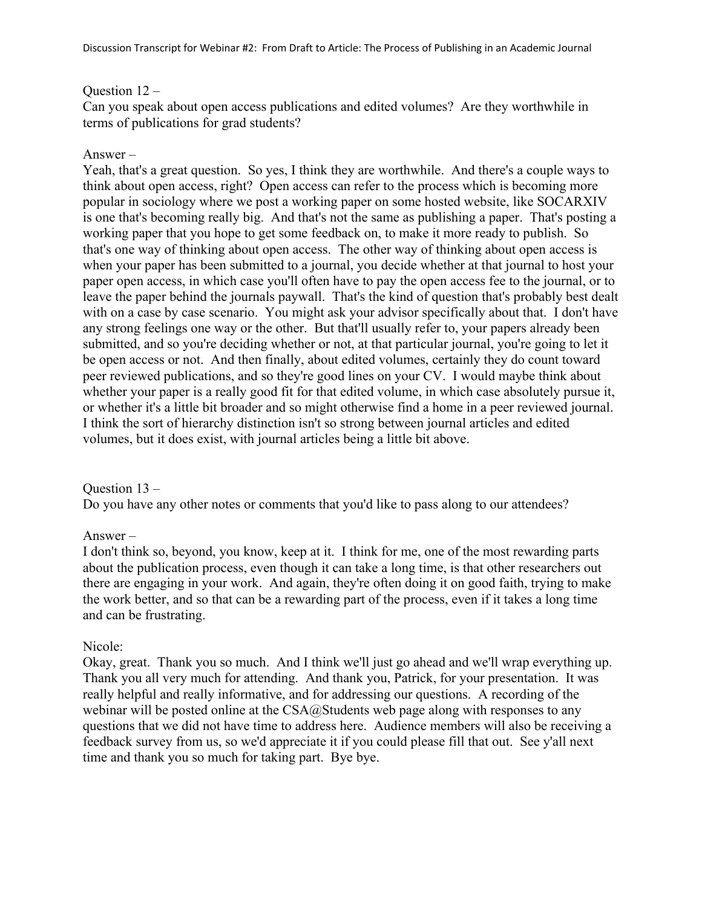Question 12 –
Can you speak about open access publications and edited volumes? Are they worthwhile in terms of publications for grad students?

Answer –
Yeah, that's a great question. So yes, I think they are worthwhile. And there's a couple ways to think about open access, right? Open access can refer to the process which is becoming more popular in sociology where we post a working paper on some hosted website, like SOCARXIV is one that's becoming really big. And that's not the same as publishing a paper. That's posting a working paper that you hope to get some feedback on, to make it more ready to publish. So that's one way of thinking about open access. The other way of thinking about open access is when your paper has been submitted to a journal, you decide whether at that journal to host your paper open access, in which case you'll often have to pay the open access fee to the journal, or to leave the paper behind the journals paywall. That's the kind of question that's probably best dealt with on a case by case scenario. You might ask your advisor specifically about that. I don't have any strong feelings one way or the other. But that'll usually refer to, your papers already been submitted, and so you're deciding whether or not, at that particular journal, you're going to let it be open access or not. And then finally, about edited volumes, certainly they do count toward peer reviewed publications, and so they're good lines on your CV. I would maybe think about whether your paper is a really good fit for that edited volume, in which case absolutely pursue it, or whether it's a little bit broader and so might otherwise find a home in a peer reviewed journal. I think the sort of hierarchy distinction isn't so strong between journal articles and edited volumes, but it does exist, with journal articles being a little bit above.

Question 13 –
Do you have any other notes or comments that you'd like to pass along to our attendees?

Answer –
I don't think so, beyond, you know, keep at it. I think for me, one of the most rewarding parts about the publication process, even though it can take a long time, is that other researchers out there are engaging in your work. And again, they're often doing it on good faith, trying to make the work better, and so that can be a rewarding part of the process, even if it takes a long time and can be frustrating.

Nicole:
Okay, great. Thank you so much. And I think we'll just go ahead and we'll wrap everything up. Thank you all very much for attending. And thank you, Patrick, for your presentation. It was really helpful and really informative, and for addressing our questions. A recording of the webinar will be posted online at the CSA@Students web page along with responses to any questions that we did not have time to address here. Audience members will also be receiving a feedback survey from us, so we'd appreciate it if you could please fill that out. See y'all next time and thank you so much for taking part. Bye bye.